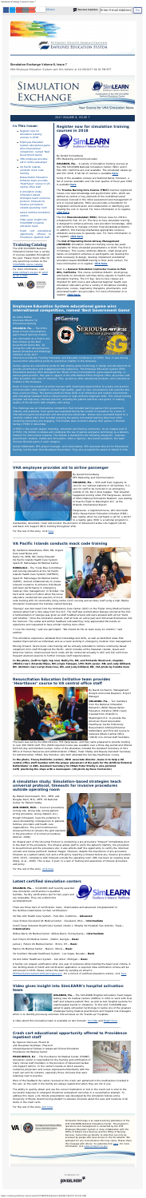# Simulation Exchange Volume 9, Issue 7

VHA Employee Education System sent this bulletin at 11/29/2017 04:46 PM EST

# SIMULATION EXCHANGE

Your Gateway for VHA Simulation News

2017 VOLUME 9, ISSUE 7

## In This Issue

- Register now for simulation training courses in 2018
- Employee Education System educational game wins international competition, named 'Best Government Game'
- VHA employee provides aid to active passenger
- VA Pacific Islands conducts mock code training
- Resuscitation Education Initiative team provides 'Heartsaver' course to VA central office staff
- A simulation study: Simulation-based strategies teach universal protocol, timeouts for invasive procedures outside operating room
- Latest certified simulation centers
- Video gives insight into SimLEARN's hospital activation team
- Crash cart educational opportunity offered to Providence inpatient staff

## Training Catalog

The VHA SimLEARN National Simulation Center has a variety of courses available for FY18. This year, please check often for any upcoming courses in the SimLEARN Course Catalog.

For more information, visit ...

## Register now for simulation training courses in 2018

By Gerald Sonnenberg, EES Marketing and Communication

**ORLANDO, Fla.** – A variety of simulation training courses at the VHA SimLEARN National Simulation Center (NSC) and in their affiliated sites are now available. The simulation courses will begin early in 2018. A full list of courses is available here.

Some of the available courses are featured below. However, a list of courses available over the next quarter of fiscal year 2018 is available here.

The **Simulation Train-the-Trainer (TNT)** teaches instructors core knowledge and skills. Skills are defined as a series of key elements of the simulation and processes involved in the safe and effective development and implementation of simulation-based education in debriefing and creating a high-value learning environment. Click here to register.

The first **Musculoskeletal (MSK)** course is scheduled Feb. 21-22. The course introduces training in diagnosis and treatment of common musculoskeletal conditions. Click here to register.

The **Out of Operating Room Airway Management (OOORAM)** courses are conducted for training for non-anesthesia providers. This course provides knowledge and skills for managing the airway and intubation. Click here to register.

Start in a **Nurse Residency Simulation Curriculum** ... For more information or to register, click here.

## Employee Education System educational game wins international competition, named 'Best Government Game'

By James Hobson, Associate Director for Educational Technology

**ORLANDO, Fla.** – The VHA Employee Education System (EES) and VHA SimLEARN National Simulation Center earned recognition for "Best Government Game" at the 2017 Serious Games Showcase and Challenge, which took place during the Interservice/Industry Training, Simulation and Education Conference (I/ITSEC) in Orlando.

The serious game is designed to help VA staff practice interactions with patients and learners in a variety of settings, providing an immersive environment where employees can apply their skills and receive feedback.

## VHA employee provides aid to active passenger

By Gerald Sonnenberg, EES Marketing and Communication

**ORLANDO, Fla.** – A VHA employee who was traveling on a flight provided aid to a fellow passenger who experienced a medical emergency. The employee drew on skills learned through training to assist until the flight landed and medical personnel arrived.

For the rest of the story, click here.

## VA Pacific Islands conducts mock code training

By Kathleen Kaneshiro, MSN, RN, Project Lead, Sim Team, and Tiffany Hokama, MS, Marketing and Communication Specialist, VA Pacific Islands Health Care System

**HONOLULU** – The "Code Blue Simulation" with training education at the VA Pacific Islands Health Care System (VAPIHCS) Spark M. Matsunaga VA Medical Center was designed to help staff gain skills and confidence in responding to emergencies.

"Seeing it was beneficial from the simulation," the staff said, adding that the training helped them become more comfortable with the equipment and procedures.

"It was the training," said one participant. "We need to do this more."

For the rest of the story, click here.

## Resuscitation Education Initiative team provides 'Heartsaver' course to VA central office staff

By Kevin Hockersmith, Project Manager

**ORLANDO, Fla.** – The Resuscitation Education Initiative (REdI) team provided the American Heart Association "Heartsaver" course to VA central office staff in Washington, D.C.

The team was led by REdI staff, who trained participants in CPR, automated external defibrillator (AED) use and first aid. Participants learned to recognize emergencies, call for help and provide care until emergency responders arrive.

For the rest of the story, click here.

## A simulation study: Simulation-based strategies teach universal protocol, timeouts for invasive procedures outside operating room

By Robert Kriemelmeyer, Ph.D., MPH, and Douglas Paull, M.D., FACS, VA National Center for Patient Safety

**ANN ARBOR, Mich.** – Invasive procedures (IPs) performed outside the operating room are associated with adverse events. Simulation-based training was developed to teach the Universal Protocol, including timeouts, for these procedures.

The study evaluated the effectiveness of simulation-based strategies for teaching Universal Protocol and timeouts to clinicians performing invasive procedures outside the operating room.

For the rest of the story, click here.

## Latest certified simulation centers

By Gerald Sonnenberg, EES Marketing and Communication

**ORLANDO, Fla.** – SimLEARN staff recently awarded new simulation certifications to qualified facilities. The certifications recognize simulation programs that meet SimLEARN standards.

There are three tiers of certification levels – Basic, Intermediate and Advanced – that are determined by a simulation center's capabilities.

The facilities that received certification are listed below:

- VA Maine Health Care System, Togus – Basic
- VA Central Western Massachusetts Health Care System – Basic
- South Texas Veterans Health Care System – Basic
- Wilkes-Barre VA Medical Center – Basic
- VA Southern Nevada Healthcare System – Basic

For a list of all certified simulation centers, click here.

## Video gives insight into SimLEARN's hospital activation team

By Gerald Sonnenberg, EES Marketing and Communication

**ORLANDO, Fla.** – The SimLEARN hospital activation team began helping new VA medical centers prepare to open by conducting simulation-based testing of new facilities. The team uses simulation to identify latent safety threats and process issues before patients arrive.

A video about the activation team is available on the YouTube channel.

## Crash cart educational opportunity offered to Providence inpatient staff

By Tiffany Johnson and Alexandra Gonzalez, Providence VA Medical Center

**PROVIDENCE, R.I.** – The Providence VA Medical Center (PVAMC) simulation center offered a crash cart educational opportunity to inpatient staff to help them become more familiar with the equipment and supplies used during emergencies.

Staff had the opportunity to practice locating items in the crash cart and using the equipment in a simulated environment.

For the rest of the story, click here.